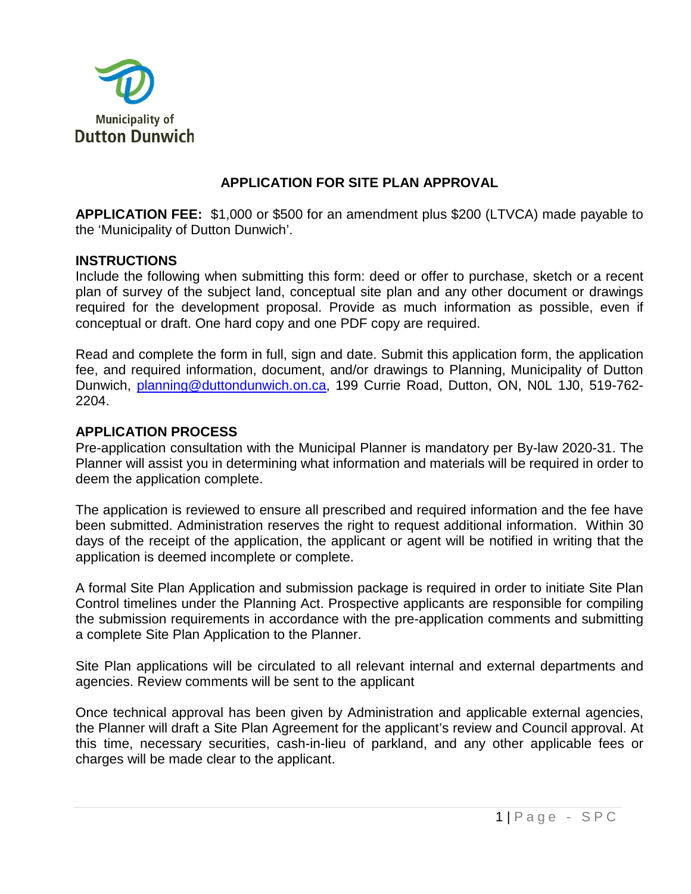Municipality of
**Dutton Dunwich**

# APPLICATION FOR SITE PLAN APPROVAL

**APPLICATION FEE:** $1,000 or $500 for an amendment plus $200 (LTVCA) made payable to the 'Municipality of Dutton Dunwich'.

## INSTRUCTIONS

Include the following when submitting this form: deed or offer to purchase, sketch or a recent plan of survey of the subject land, conceptual site plan and any other document or drawings required for the development proposal. Provide as much information as possible, even if conceptual or draft. One hard copy and one PDF copy are required.

Read and complete the form in full, sign and date. Submit this application form, the application fee, and required information, document, and/or drawings to Planning, Municipality of Dutton Dunwich, planning@duttondunwich.on.ca, 199 Currie Road, Dutton, ON, N0L 1J0, 519-762-2204.

## APPLICATION PROCESS

Pre-application consultation with the Municipal Planner is mandatory per By-law 2020-31. The Planner will assist you in determining what information and materials will be required in order to deem the application complete.

The application is reviewed to ensure all prescribed and required information and the fee have been submitted. Administration reserves the right to request additional information. Within 30 days of the receipt of the application, the applicant or agent will be notified in writing that the application is deemed incomplete or complete.

A formal Site Plan Application and submission package is required in order to initiate Site Plan Control timelines under the Planning Act. Prospective applicants are responsible for compiling the submission requirements in accordance with the pre-application comments and submitting a complete Site Plan Application to the Planner.

Site Plan applications will be circulated to all relevant internal and external departments and agencies. Review comments will be sent to the applicant

Once technical approval has been given by Administration and applicable external agencies, the Planner will draft a Site Plan Agreement for the applicant's review and Council approval. At this time, necessary securities, cash-in-lieu of parkland, and any other applicable fees or charges will be made clear to the applicant.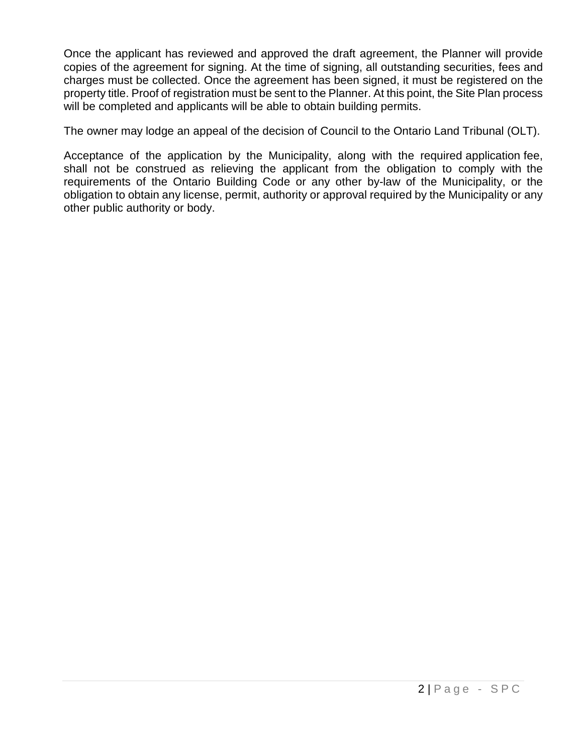Once the applicant has reviewed and approved the draft agreement, the Planner will provide copies of the agreement for signing. At the time of signing, all outstanding securities, fees and charges must be collected. Once the agreement has been signed, it must be registered on the property title. Proof of registration must be sent to the Planner. At this point, the Site Plan process will be completed and applicants will be able to obtain building permits.

The owner may lodge an appeal of the decision of Council to the Ontario Land Tribunal (OLT).

Acceptance of the application by the Municipality, along with the required application fee, shall not be construed as relieving the applicant from the obligation to comply with the requirements of the Ontario Building Code or any other by-law of the Municipality, or the obligation to obtain any license, permit, authority or approval required by the Municipality or any other public authority or body.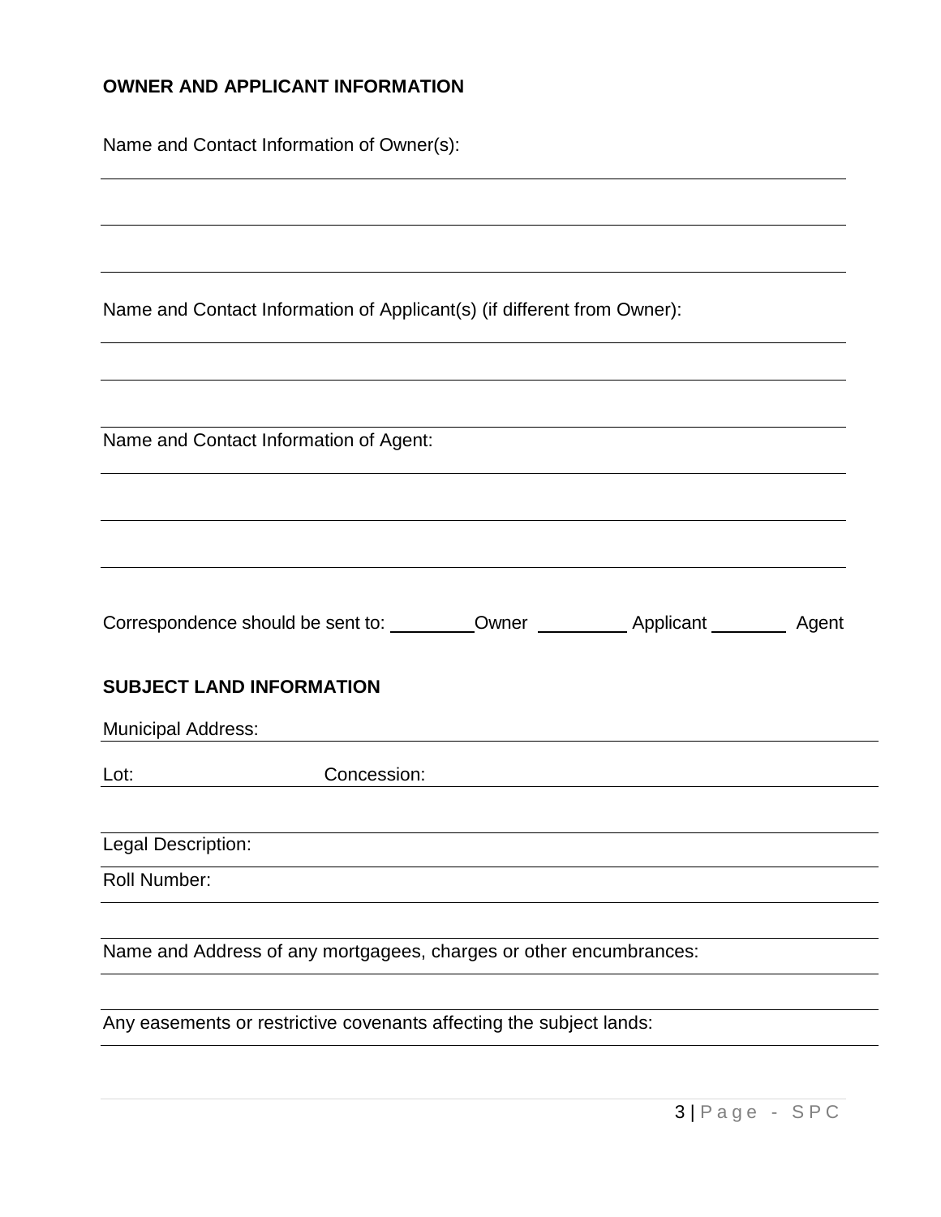**OWNER AND APPLICANT INFORMATION**

Name and Contact Information of Owner(s):

\_\_\_\_\_\_\_\_\_\_\_\_\_\_\_\_\_\_\_\_\_\_\_\_\_\_\_\_\_\_\_\_\_\_\_\_\_\_\_\_\_\_\_\_\_\_\_\_\_\_\_\_\_\_\_\_\_\_\_\_\_\_\_\_\_\_\_\_\_\_\_\_

\_\_\_\_\_\_\_\_\_\_\_\_\_\_\_\_\_\_\_\_\_\_\_\_\_\_\_\_\_\_\_\_\_\_\_\_\_\_\_\_\_\_\_\_\_\_\_\_\_\_\_\_\_\_\_\_\_\_\_\_\_\_\_\_\_\_\_\_\_\_\_\_

\_\_\_\_\_\_\_\_\_\_\_\_\_\_\_\_\_\_\_\_\_\_\_\_\_\_\_\_\_\_\_\_\_\_\_\_\_\_\_\_\_\_\_\_\_\_\_\_\_\_\_\_\_\_\_\_\_\_\_\_\_\_\_\_\_\_\_\_\_\_\_\_

Name and Contact Information of Applicant(s) (if different from Owner):

\_\_\_\_\_\_\_\_\_\_\_\_\_\_\_\_\_\_\_\_\_\_\_\_\_\_\_\_\_\_\_\_\_\_\_\_\_\_\_\_\_\_\_\_\_\_\_\_\_\_\_\_\_\_\_\_\_\_\_\_\_\_\_\_\_\_\_\_\_\_\_\_

\_\_\_\_\_\_\_\_\_\_\_\_\_\_\_\_\_\_\_\_\_\_\_\_\_\_\_\_\_\_\_\_\_\_\_\_\_\_\_\_\_\_\_\_\_\_\_\_\_\_\_\_\_\_\_\_\_\_\_\_\_\_\_\_\_\_\_\_\_\_\_\_

Name and Contact Information of Agent:

\_\_\_\_\_\_\_\_\_\_\_\_\_\_\_\_\_\_\_\_\_\_\_\_\_\_\_\_\_\_\_\_\_\_\_\_\_\_\_\_\_\_\_\_\_\_\_\_\_\_\_\_\_\_\_\_\_\_\_\_\_\_\_\_\_\_\_\_\_\_\_\_

\_\_\_\_\_\_\_\_\_\_\_\_\_\_\_\_\_\_\_\_\_\_\_\_\_\_\_\_\_\_\_\_\_\_\_\_\_\_\_\_\_\_\_\_\_\_\_\_\_\_\_\_\_\_\_\_\_\_\_\_\_\_\_\_\_\_\_\_\_\_\_\_

\_\_\_\_\_\_\_\_\_\_\_\_\_\_\_\_\_\_\_\_\_\_\_\_\_\_\_\_\_\_\_\_\_\_\_\_\_\_\_\_\_\_\_\_\_\_\_\_\_\_\_\_\_\_\_\_\_\_\_\_\_\_\_\_\_\_\_\_\_\_\_\_

Correspondence should be sent to: \_\_\_\_\_\_\_\_ Owner \_\_\_\_\_\_\_\_\_ Applicant \_\_\_\_\_\_\_\_ Agent

**SUBJECT LAND INFORMATION**

Municipal Address: \_\_\_\_\_\_\_\_\_\_\_\_\_\_\_\_\_\_\_\_\_\_\_\_\_\_\_\_\_\_\_\_\_\_\_\_\_\_\_\_\_\_\_\_\_\_\_\_\_\_\_\_\_\_\_\_

Lot: \_\_\_\_\_\_\_\_\_\_\_\_\_\_\_\_ Concession: \_\_\_\_\_\_\_\_\_\_\_\_\_\_\_\_\_\_\_\_\_\_\_\_\_\_\_\_\_\_\_\_\_\_\_\_\_\_\_\_\_\_\_

Legal Description: \_\_\_\_\_\_\_\_\_\_\_\_\_\_\_\_\_\_\_\_\_\_\_\_\_\_\_\_\_\_\_\_\_\_\_\_\_\_\_\_\_\_\_\_\_\_\_\_\_\_\_\_\_\_\_\_\_

Roll Number: \_\_\_\_\_\_\_\_\_\_\_\_\_\_\_\_\_\_\_\_\_\_\_\_\_\_\_\_\_\_\_\_\_\_\_\_\_\_\_\_\_\_\_\_\_\_\_\_\_\_\_\_\_\_\_\_\_\_\_\_\_

Name and Address of any mortgagees, charges or other encumbrances:

\_\_\_\_\_\_\_\_\_\_\_\_\_\_\_\_\_\_\_\_\_\_\_\_\_\_\_\_\_\_\_\_\_\_\_\_\_\_\_\_\_\_\_\_\_\_\_\_\_\_\_\_\_\_\_\_\_\_\_\_\_\_\_\_\_\_\_\_\_\_\_\_

Any easements or restrictive covenants affecting the subject lands:

\_\_\_\_\_\_\_\_\_\_\_\_\_\_\_\_\_\_\_\_\_\_\_\_\_\_\_\_\_\_\_\_\_\_\_\_\_\_\_\_\_\_\_\_\_\_\_\_\_\_\_\_\_\_\_\_\_\_\_\_\_\_\_\_\_\_\_\_\_\_\_\_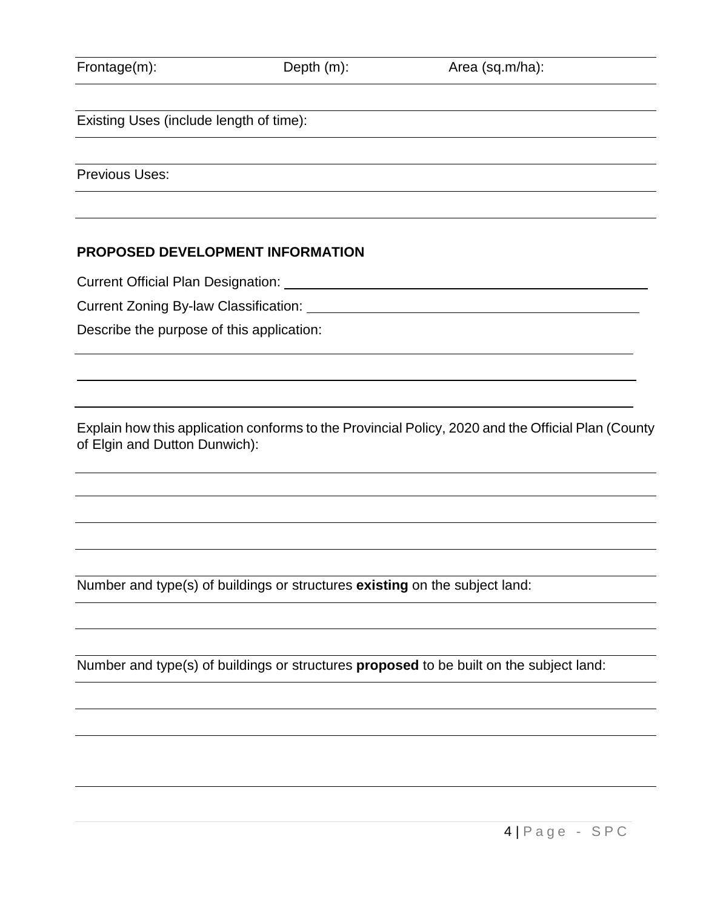Frontage(m): Depth (m): Area (sq.m/ha):

Existing Uses (include length of time):

Previous Uses:

### PROPOSED DEVELOPMENT INFORMATION

Current Official Plan Designation: \_\_\_\_\_\_\_\_\_\_\_\_\_\_\_\_\_\_\_\_\_\_\_\_\_\_\_\_\_\_\_\_\_\_\_\_\_\_\_\_

Current Zoning By-law Classification: \_\_\_\_\_\_\_\_\_\_\_\_\_\_\_\_\_\_\_\_\_\_\_\_\_\_\_\_\_\_\_\_\_\_\_\_\_\_

Describe the purpose of this application:

Explain how this application conforms to the Provincial Policy, 2020 and the Official Plan (County of Elgin and Dutton Dunwich):

Number and type(s) of buildings or structures **existing** on the subject land:

Number and type(s) of buildings or structures **proposed** to be built on the subject land: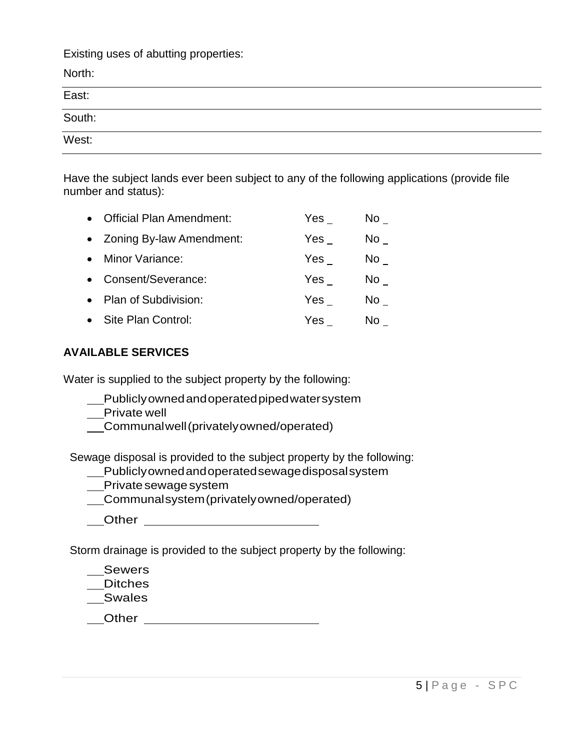Existing uses of abutting properties:

North: \_\_\_\_\_\_\_\_\_\_\_\_\_\_\_\_\_\_\_\_\_\_\_\_\_\_\_\_\_\_\_\_

East: \_\_\_\_\_\_\_\_\_\_\_\_\_\_\_\_\_\_\_\_\_\_\_\_\_\_\_\_\_\_\_\_

South: \_\_\_\_\_\_\_\_\_\_\_\_\_\_\_\_\_\_\_\_\_\_\_\_\_\_\_\_\_\_\_\_

West: \_\_\_\_\_\_\_\_\_\_\_\_\_\_\_\_\_\_\_\_\_\_\_\_\_\_\_\_\_\_\_\_

Have the subject lands ever been subject to any of the following applications (provide file number and status):

- Official Plan Amendment: Yes _ No _
- Zoning By-law Amendment: Yes _ No _
- Minor Variance: Yes _ No _
- Consent/Severance: Yes _ No _
- Plan of Subdivision: Yes _ No _
- Site Plan Control: Yes _ No _

## AVAILABLE SERVICES

Water is supplied to the subject property by the following:

\_\_ Publicly owned and operated piped water system
\_\_ Private well
\_\_ Communal well (privately owned/operated)

Sewage disposal is provided to the subject property by the following:

\_\_ Publicly owned and operated sewage disposal system
\_\_ Private sewage system
\_\_ Communal system (privately owned/operated)
\_\_ Other \_\_\_\_\_\_\_\_\_\_\_\_\_\_\_\_\_\_\_\_\_\_\_\_

Storm drainage is provided to the subject property by the following:

\_\_ Sewers
\_\_ Ditches
\_\_ Swales
\_\_ Other \_\_\_\_\_\_\_\_\_\_\_\_\_\_\_\_\_\_\_\_\_\_\_\_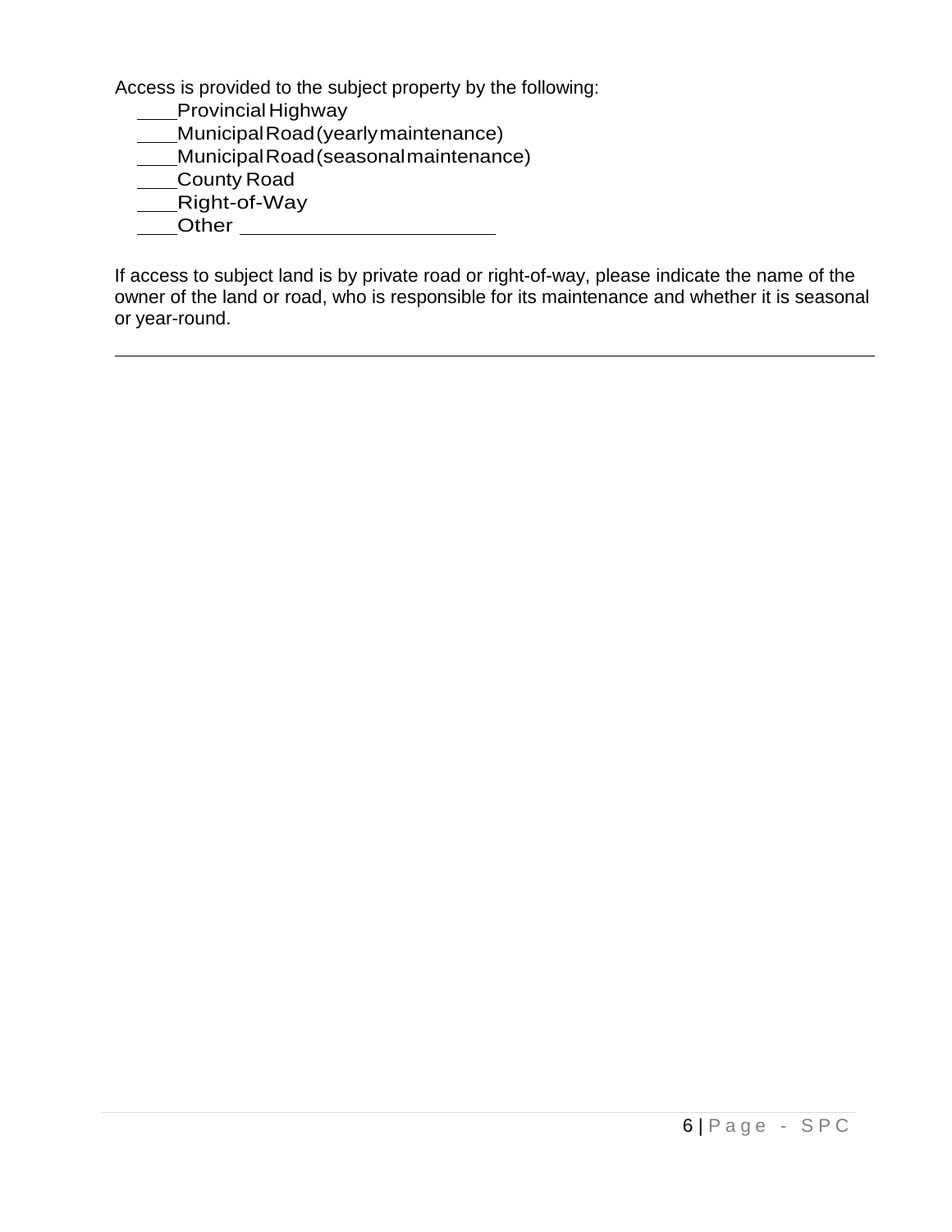Access is provided to the subject property by the following:

\_\_\_\_Provincial Highway
\_\_\_\_Municipal Road (yearly maintenance)
\_\_\_\_Municipal Road (seasonal maintenance)
\_\_\_\_County Road
\_\_\_\_Right-of-Way
\_\_\_\_Other \_\_\_\_\_\_\_\_\_\_\_\_\_\_\_\_\_\_\_\_\_\_

If access to subject land is by private road or right-of-way, please indicate the name of the owner of the land or road, who is responsible for its maintenance and whether it is seasonal or year-round.

\_\_\_\_\_\_\_\_\_\_\_\_\_\_\_\_\_\_\_\_\_\_\_\_\_\_\_\_\_\_\_\_\_\_\_\_\_\_\_\_\_\_\_\_\_\_\_\_\_\_\_\_\_\_\_\_\_\_\_\_\_\_\_\_\_\_\_\_\_\_\_\_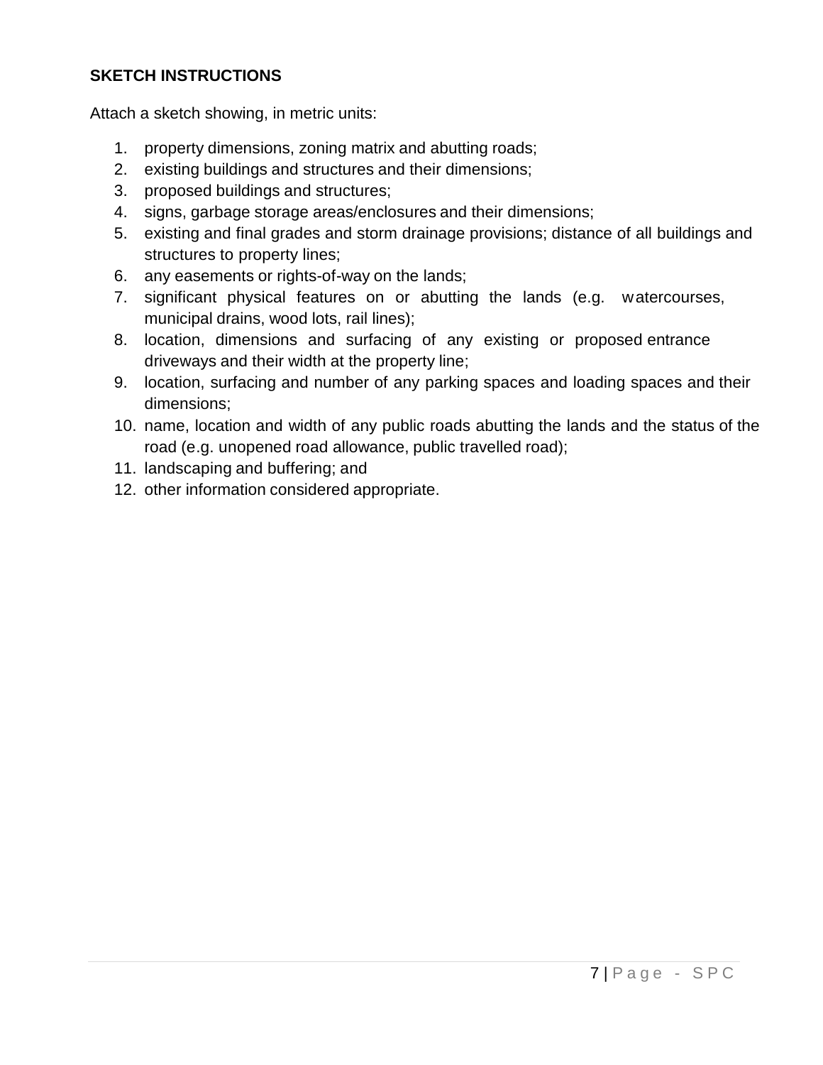**SKETCH INSTRUCTIONS**

Attach a sketch showing, in metric units:

1. property dimensions, zoning matrix and abutting roads;
2. existing buildings and structures and their dimensions;
3. proposed buildings and structures;
4. signs, garbage storage areas/enclosures and their dimensions;
5. existing and final grades and storm drainage provisions; distance of all buildings and structures to property lines;
6. any easements or rights-of-way on the lands;
7. significant physical features on or abutting the lands (e.g. watercourses, municipal drains, wood lots, rail lines);
8. location, dimensions and surfacing of any existing or proposed entrance driveways and their width at the property line;
9. location, surfacing and number of any parking spaces and loading spaces and their dimensions;
10. name, location and width of any public roads abutting the lands and the status of the road (e.g. unopened road allowance, public travelled road);
11. landscaping and buffering; and
12. other information considered appropriate.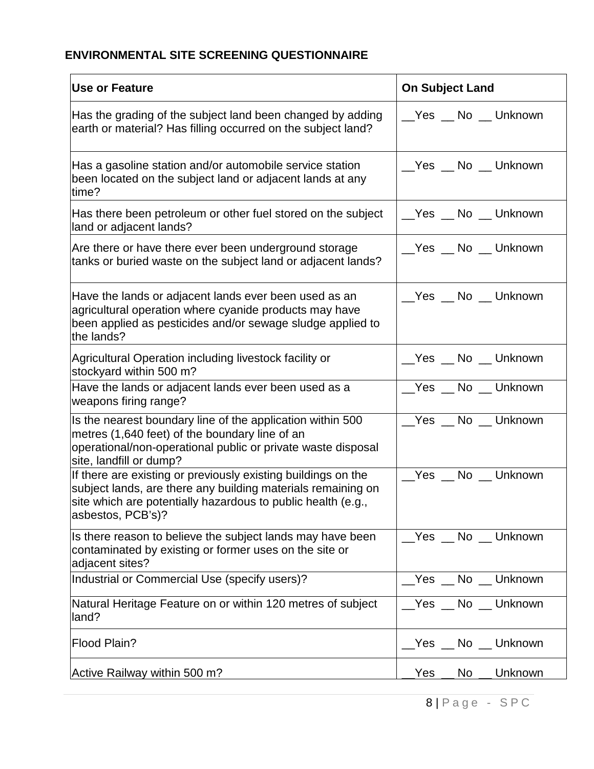**ENVIRONMENTAL SITE SCREENING QUESTIONNAIRE**

| Use or Feature | On Subject Land |
|---|---|
| Has the grading of the subject land been changed by adding earth or material? Has filling occurred on the subject land? | __Yes __ No __ Unknown |
| Has a gasoline station and/or automobile service station been located on the subject land or adjacent lands at any time? | __Yes __ No __ Unknown |
| Has there been petroleum or other fuel stored on the subject land or adjacent lands? | __Yes __ No __ Unknown |
| Are there or have there ever been underground storage tanks or buried waste on the subject land or adjacent lands? | __Yes __ No __ Unknown |
| Have the lands or adjacent lands ever been used as an agricultural operation where cyanide products may have been applied as pesticides and/or sewage sludge applied to the lands? | __Yes __ No __ Unknown |
| Agricultural Operation including livestock facility or stockyard within 500 m? | __Yes __ No __ Unknown |
| Have the lands or adjacent lands ever been used as a weapons firing range? | __Yes __ No __ Unknown |
| Is the nearest boundary line of the application within 500 metres (1,640 feet) of the boundary line of an operational/non-operational public or private waste disposal site, landfill or dump? | __Yes __ No __ Unknown |
| If there are existing or previously existing buildings on the subject lands, are there any building materials remaining on site which are potentially hazardous to public health (e.g., asbestos, PCB's)? | __Yes __ No __ Unknown |
| Is there reason to believe the subject lands may have been contaminated by existing or former uses on the site or adjacent sites? | __Yes __ No __ Unknown |
| Industrial or Commercial Use (specify users)? | __Yes __ No __ Unknown |
| Natural Heritage Feature on or within 120 metres of subject land? | __Yes __ No __ Unknown |
| Flood Plain? | __Yes __ No __ Unknown |
| Active Railway within 500 m? | __Yes __ No __ Unknown |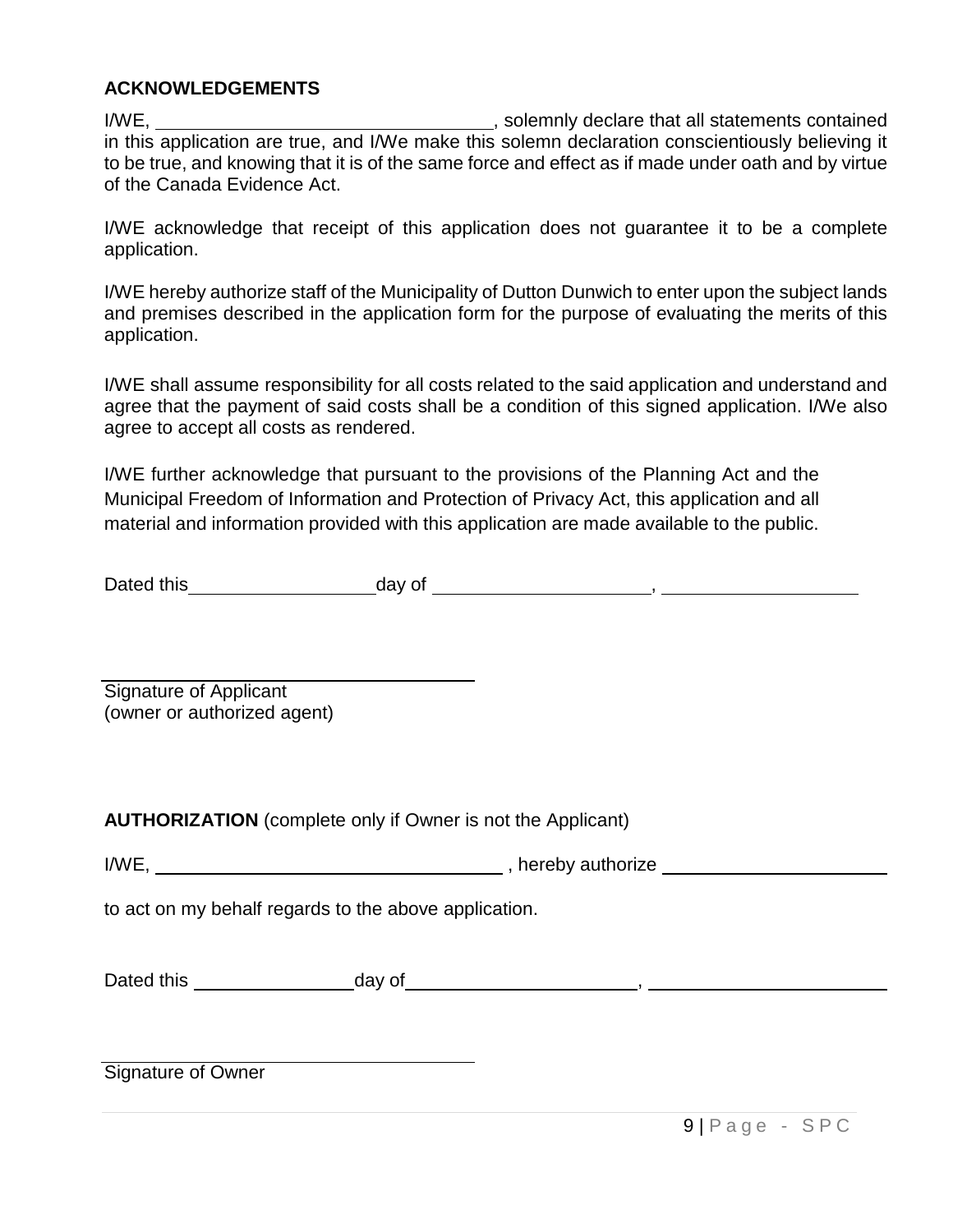**ACKNOWLEDGEMENTS**

I/WE, ________________________________, solemnly declare that all statements contained in this application are true, and I/We make this solemn declaration conscientiously believing it to be true, and knowing that it is of the same force and effect as if made under oath and by virtue of the Canada Evidence Act.

I/WE acknowledge that receipt of this application does not guarantee it to be a complete application.

I/WE hereby authorize staff of the Municipality of Dutton Dunwich to enter upon the subject lands and premises described in the application form for the purpose of evaluating the merits of this application.

I/WE shall assume responsibility for all costs related to the said application and understand and agree that the payment of said costs shall be a condition of this signed application. I/We also agree to accept all costs as rendered.

I/WE further acknowledge that pursuant to the provisions of the Planning Act and the Municipal Freedom of Information and Protection of Privacy Act, this application and all material and information provided with this application are made available to the public.

Dated this __________________ day of _____________________, ___________________

____________________________________
Signature of Applicant
(owner or authorized agent)

**AUTHORIZATION** (complete only if Owner is not the Applicant)

I/WE, ___________________________________ , hereby authorize ______________________

to act on my behalf regards to the above application.

Dated this ________________ day of ______________________, ________________________

____________________________________
Signature of Owner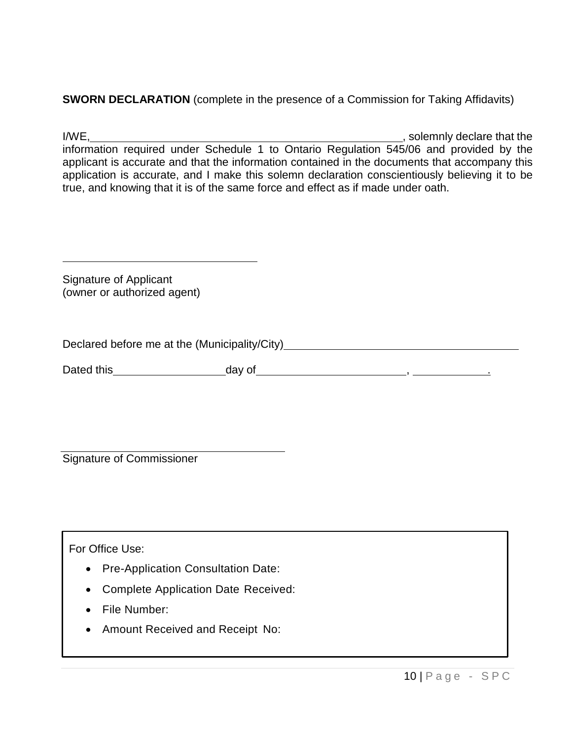**SWORN DECLARATION** (complete in the presence of a Commission for Taking Affidavits)

I/WE, \_\_\_\_\_\_\_\_\_\_\_\_\_\_\_\_\_\_\_\_\_\_\_\_\_\_\_\_\_\_\_\_\_\_\_\_\_\_\_\_\_\_\_\_, solemnly declare that the information required under Schedule 1 to Ontario Regulation 545/06 and provided by the applicant is accurate and that the information contained in the documents that accompany this application is accurate, and I make this solemn declaration conscientiously believing it to be true, and knowing that it is of the same force and effect as if made under oath.

\_\_\_\_\_\_\_\_\_\_\_\_\_\_\_\_\_\_\_\_\_\_\_\_\_\_\_\_\_\_\_\_

Signature of Applicant
(owner or authorized agent)

Declared before me at the (Municipality/City) \_\_\_\_\_\_\_\_\_\_\_\_\_\_\_\_\_\_\_\_\_\_\_\_\_\_\_\_\_\_\_\_\_\_\_\_

Dated this \_\_\_\_\_\_\_\_\_\_\_\_\_\_\_\_ day of \_\_\_\_\_\_\_\_\_\_\_\_\_\_\_\_\_\_\_\_\_\_, \_\_\_\_\_\_\_\_\_\_.

\_\_\_\_\_\_\_\_\_\_\_\_\_\_\_\_\_\_\_\_\_\_\_\_\_\_\_\_\_\_\_\_\_\_\_\_

Signature of Commissioner

For Office Use:

- Pre-Application Consultation Date:
- Complete Application Date Received:
- File Number:
- Amount Received and Receipt No: